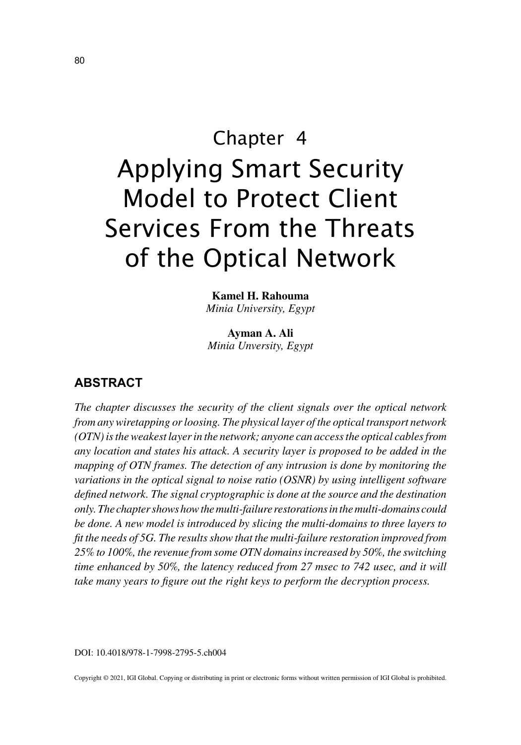# Chapter 4

# Applying Smart Security Model to Protect Client Services From the Threats of the Optical Network

**Kamel H. Rahouma**
*Minia University, Egypt*

**Ayman A. Ali**
*Minia Unversity, Egypt*

## ABSTRACT

*The chapter discusses the security of the client signals over the optical network from any wiretapping or loosing. The physical layer of the optical transport network (OTN) is the weakest layer in the network; anyone can access the optical cables from any location and states his attack. A security layer is proposed to be added in the mapping of OTN frames. The detection of any intrusion is done by monitoring the variations in the optical signal to noise ratio (OSNR) by using intelligent software defined network. The signal cryptographic is done at the source and the destination only. The chapter shows how the multi-failure restorations in the multi-domains could be done. A new model is introduced by slicing the multi-domains to three layers to fit the needs of 5G. The results show that the multi-failure restoration improved from 25% to 100%, the revenue from some OTN domains increased by 50%, the switching time enhanced by 50%, the latency reduced from 27 msec to 742 usec, and it will take many years to figure out the right keys to perform the decryption process.*

DOI: 10.4018/978-1-7998-2795-5.ch004

Copyright © 2021, IGI Global. Copying or distributing in print or electronic forms without written permission of IGI Global is prohibited.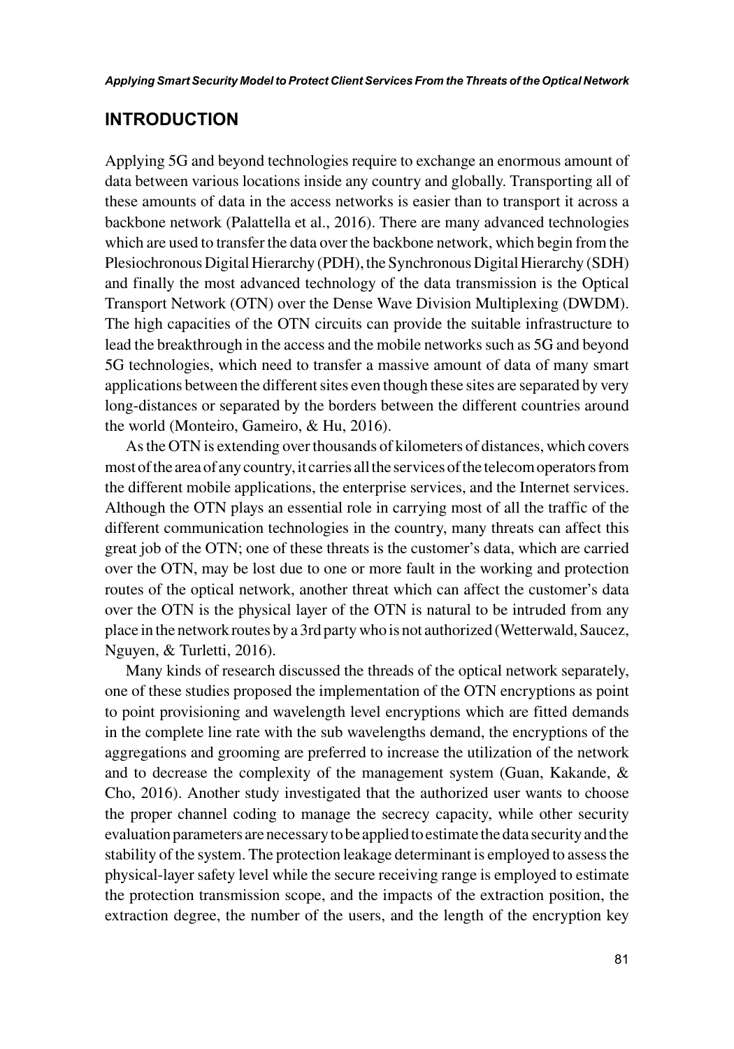## INTRODUCTION

Applying 5G and beyond technologies require to exchange an enormous amount of data between various locations inside any country and globally. Transporting all of these amounts of data in the access networks is easier than to transport it across a backbone network (Palattella et al., 2016). There are many advanced technologies which are used to transfer the data over the backbone network, which begin from the Plesiochronous Digital Hierarchy (PDH), the Synchronous Digital Hierarchy (SDH) and finally the most advanced technology of the data transmission is the Optical Transport Network (OTN) over the Dense Wave Division Multiplexing (DWDM). The high capacities of the OTN circuits can provide the suitable infrastructure to lead the breakthrough in the access and the mobile networks such as 5G and beyond 5G technologies, which need to transfer a massive amount of data of many smart applications between the different sites even though these sites are separated by very long-distances or separated by the borders between the different countries around the world (Monteiro, Gameiro, & Hu, 2016).

As the OTN is extending over thousands of kilometers of distances, which covers most of the area of any country, it carries all the services of the telecom operators from the different mobile applications, the enterprise services, and the Internet services. Although the OTN plays an essential role in carrying most of all the traffic of the different communication technologies in the country, many threats can affect this great job of the OTN; one of these threats is the customer's data, which are carried over the OTN, may be lost due to one or more fault in the working and protection routes of the optical network, another threat which can affect the customer's data over the OTN is the physical layer of the OTN is natural to be intruded from any place in the network routes by a 3rd party who is not authorized (Wetterwald, Saucez, Nguyen, & Turletti, 2016).

Many kinds of research discussed the threads of the optical network separately, one of these studies proposed the implementation of the OTN encryptions as point to point provisioning and wavelength level encryptions which are fitted demands in the complete line rate with the sub wavelengths demand, the encryptions of the aggregations and grooming are preferred to increase the utilization of the network and to decrease the complexity of the management system (Guan, Kakande, & Cho, 2016). Another study investigated that the authorized user wants to choose the proper channel coding to manage the secrecy capacity, while other security evaluation parameters are necessary to be applied to estimate the data security and the stability of the system. The protection leakage determinant is employed to assess the physical-layer safety level while the secure receiving range is employed to estimate the protection transmission scope, and the impacts of the extraction position, the extraction degree, the number of the users, and the length of the encryption key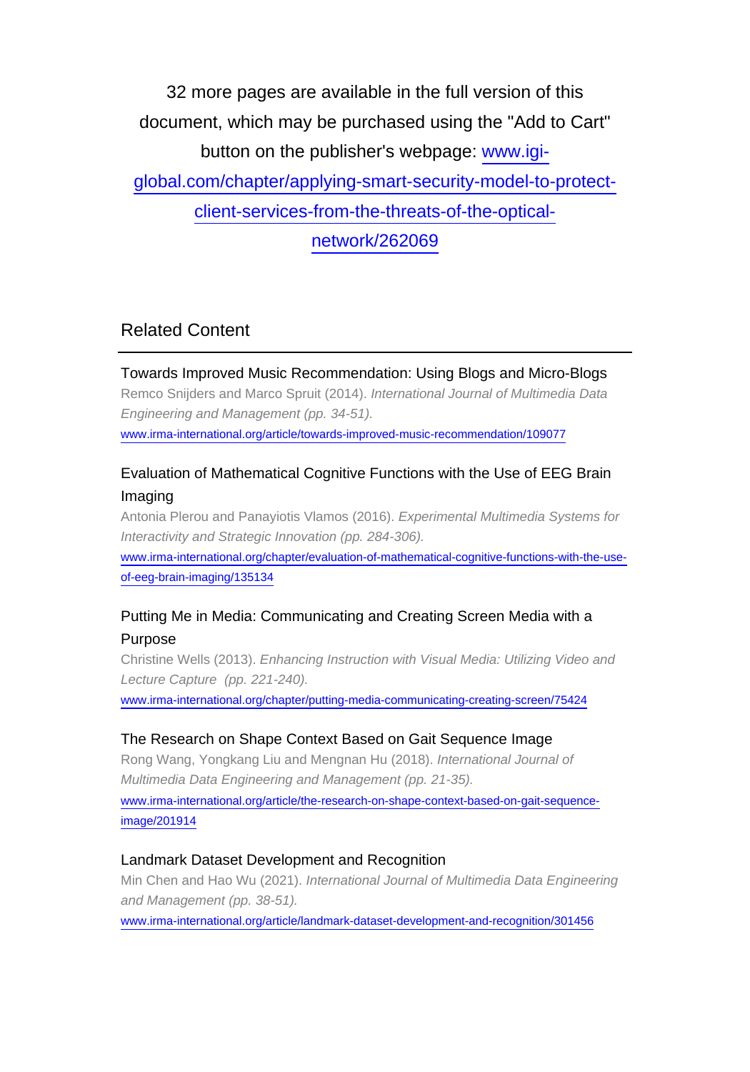32 more pages are available in the full version of this document, which may be purchased using the "Add to Cart" button on the publisher's webpage: [www.igi-global.com/chapter/applying-smart-security-model-to-protect-client-services-from-the-threats-of-the-optical-network/262069](www.igi-global.com/chapter/applying-smart-security-model-to-protect-client-services-from-the-threats-of-the-optical-network/262069)

## Related Content

**Towards Improved Music Recommendation: Using Blogs and Micro-Blogs**
Remco Snijders and Marco Spruit (2014). *International Journal of Multimedia Data Engineering and Management (pp. 34-51).*
[www.irma-international.org/article/towards-improved-music-recommendation/109077](www.irma-international.org/article/towards-improved-music-recommendation/109077)

**Evaluation of Mathematical Cognitive Functions with the Use of EEG Brain Imaging**
Antonia Plerou and Panayiotis Vlamos (2016). *Experimental Multimedia Systems for Interactivity and Strategic Innovation (pp. 284-306).*
[www.irma-international.org/chapter/evaluation-of-mathematical-cognitive-functions-with-the-use-of-eeg-brain-imaging/135134](www.irma-international.org/chapter/evaluation-of-mathematical-cognitive-functions-with-the-use-of-eeg-brain-imaging/135134)

**Putting Me in Media: Communicating and Creating Screen Media with a Purpose**
Christine Wells (2013). *Enhancing Instruction with Visual Media: Utilizing Video and Lecture Capture (pp. 221-240).*
[www.irma-international.org/chapter/putting-media-communicating-creating-screen/75424](www.irma-international.org/chapter/putting-media-communicating-creating-screen/75424)

**The Research on Shape Context Based on Gait Sequence Image**
Rong Wang, Yongkang Liu and Mengnan Hu (2018). *International Journal of Multimedia Data Engineering and Management (pp. 21-35).*
[www.irma-international.org/article/the-research-on-shape-context-based-on-gait-sequence-image/201914](www.irma-international.org/article/the-research-on-shape-context-based-on-gait-sequence-image/201914)

**Landmark Dataset Development and Recognition**
Min Chen and Hao Wu (2021). *International Journal of Multimedia Data Engineering and Management (pp. 38-51).*
[www.irma-international.org/article/landmark-dataset-development-and-recognition/301456](www.irma-international.org/article/landmark-dataset-development-and-recognition/301456)